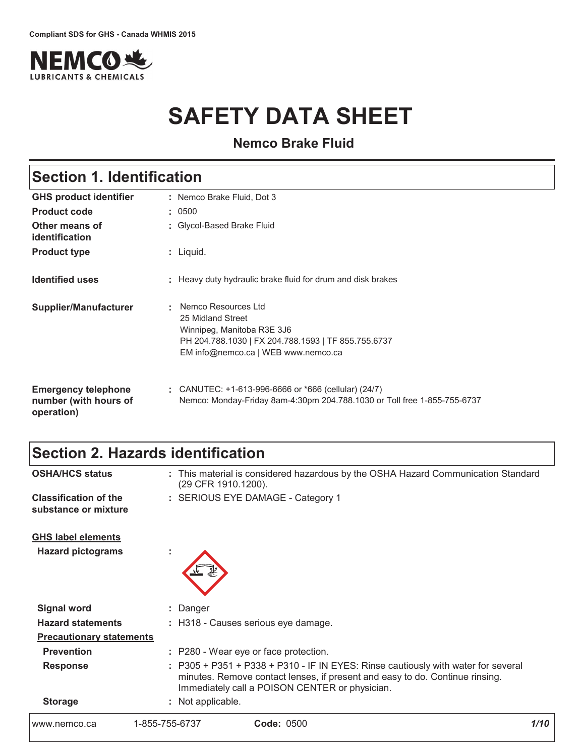Compliant SDS for GHS - Canada WHMIS 2015

NEMCO LUBRICANTS & CHEMICALS

# SAFETY DATA SHEET

**Nemco Brake Fluid**

## Section 1. Identification

| | |
|---|---|
| **GHS product identifier** | : Nemco Brake Fluid, Dot 3 |
| **Product code** | : 0500 |
| **Other means of identification** | : Glycol-Based Brake Fluid |
| **Product type** | : Liquid. |
| **Identified uses** | : Heavy duty hydraulic brake fluid for drum and disk brakes |
| **Supplier/Manufacturer** | : Nemco Resources Ltd<br>25 Midland Street<br>Winnipeg, Manitoba R3E 3J6<br>PH 204.788.1030 \| FX 204.788.1593 \| TF 855.755.6737<br>EM info@nemco.ca \| WEB www.nemco.ca |
| **Emergency telephone number (with hours of operation)** | : CANUTEC: +1-613-996-6666 or *666 (cellular) (24/7)<br>Nemco: Monday-Friday 8am-4:30pm 204.788.1030 or Toll free 1-855-755-6737 |

## Section 2. Hazards identification

| | |
|---|---|
| **OSHA/HCS status** | : This material is considered hazardous by the OSHA Hazard Communication Standard (29 CFR 1910.1200). |
| **Classification of the substance or mixture** | : SERIOUS EYE DAMAGE - Category 1 |

**GHS label elements**

| | |
|---|---|
| **Hazard pictograms** | : |
| **Signal word** | : Danger |
| **Hazard statements** | : H318 - Causes serious eye damage. |

**Precautionary statements**

| | |
|---|---|
| **Prevention** | : P280 - Wear eye or face protection. |
| **Response** | : P305 + P351 + P338 + P310 - IF IN EYES: Rinse cautiously with water for several minutes. Remove contact lenses, if present and easy to do. Continue rinsing. Immediately call a POISON CENTER or physician. |
| **Storage** | : Not applicable. |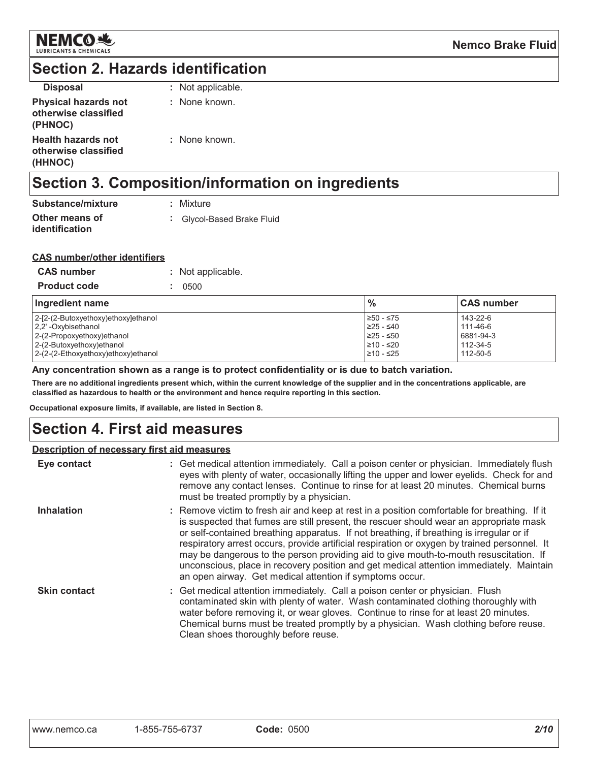## Section 2. Hazards identification

| | |
|---|---|
| **Disposal** | : Not applicable. |
| **Physical hazards not otherwise classified (PHNOC)** | : None known. |
| **Health hazards not otherwise classified (HHNOC)** | : None known. |

## Section 3. Composition/information on ingredients

| | |
|---|---|
| **Substance/mixture** | : Mixture |
| **Other means of identification** | : Glycol-Based Brake Fluid |

**CAS number/other identifiers**

| | |
|---|---|
| **CAS number** | : Not applicable. |
| **Product code** | : 0500 |

| Ingredient name | % | CAS number |
|---|---|---|
| 2-[2-(2-Butoxyethoxy)ethoxy]ethanol | ≥50 - ≤75 | 143-22-6 |
| 2,2' -Oxybisethanol | ≥25 - ≤40 | 111-46-6 |
| 2-(2-Propoxyethoxy)ethanol | ≥25 - ≤50 | 6881-94-3 |
| 2-(2-Butoxyethoxy)ethanol | ≥10 - ≤20 | 112-34-5 |
| 2-(2-(2-Ethoxyethoxy)ethoxy)ethanol | ≥10 - ≤25 | 112-50-5 |

**Any concentration shown as a range is to protect confidentiality or is due to batch variation.**

**There are no additional ingredients present which, within the current knowledge of the supplier and in the concentrations applicable, are classified as hazardous to health or the environment and hence require reporting in this section.**

**Occupational exposure limits, if available, are listed in Section 8.**

## Section 4. First aid measures

**Description of necessary first aid measures**

| | |
|---|---|
| **Eye contact** | : Get medical attention immediately. Call a poison center or physician. Immediately flush eyes with plenty of water, occasionally lifting the upper and lower eyelids. Check for and remove any contact lenses. Continue to rinse for at least 20 minutes. Chemical burns must be treated promptly by a physician. |
| **Inhalation** | : Remove victim to fresh air and keep at rest in a position comfortable for breathing. If it is suspected that fumes are still present, the rescuer should wear an appropriate mask or self-contained breathing apparatus. If not breathing, if breathing is irregular or if respiratory arrest occurs, provide artificial respiration or oxygen by trained personnel. It may be dangerous to the person providing aid to give mouth-to-mouth resuscitation. If unconscious, place in recovery position and get medical attention immediately. Maintain an open airway. Get medical attention if symptoms occur. |
| **Skin contact** | : Get medical attention immediately. Call a poison center or physician. Flush contaminated skin with plenty of water. Wash contaminated clothing thoroughly with water before removing it, or wear gloves. Continue to rinse for at least 20 minutes. Chemical burns must be treated promptly by a physician. Wash clothing before reuse. Clean shoes thoroughly before reuse. |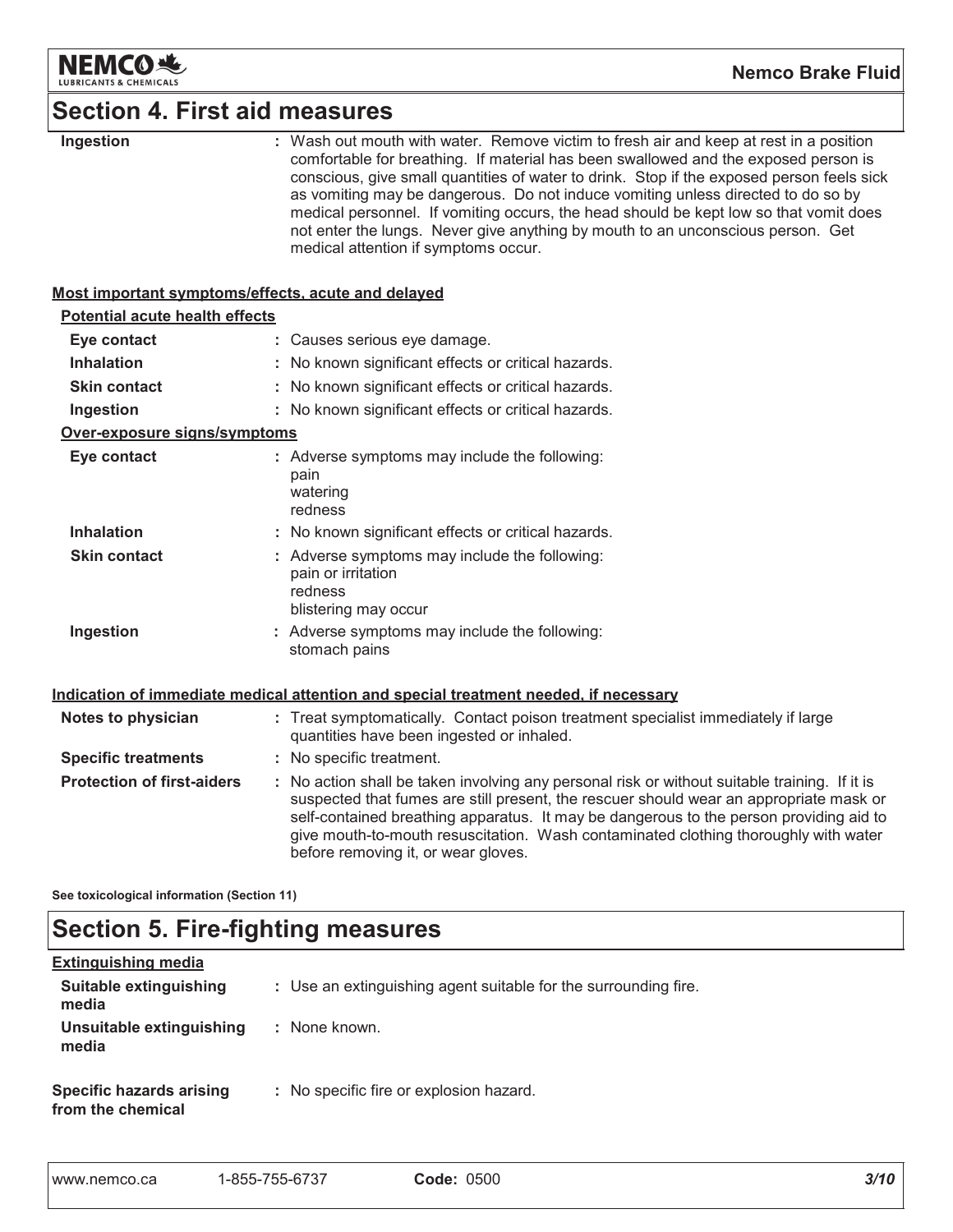## Section 4. First aid measures

| | |
|---|---|
| **Ingestion** | : Wash out mouth with water. Remove victim to fresh air and keep at rest in a position comfortable for breathing. If material has been swallowed and the exposed person is conscious, give small quantities of water to drink. Stop if the exposed person feels sick as vomiting may be dangerous. Do not induce vomiting unless directed to do so by medical personnel. If vomiting occurs, the head should be kept low so that vomit does not enter the lungs. Never give anything by mouth to an unconscious person. Get medical attention if symptoms occur. |

### Most important symptoms/effects, acute and delayed

**Potential acute health effects**

| | |
|---|---|
| **Eye contact** | : Causes serious eye damage. |
| **Inhalation** | : No known significant effects or critical hazards. |
| **Skin contact** | : No known significant effects or critical hazards. |
| **Ingestion** | : No known significant effects or critical hazards. |

**Over-exposure signs/symptoms**

| | |
|---|---|
| **Eye contact** | : Adverse symptoms may include the following: pain, watering, redness |
| **Inhalation** | : No known significant effects or critical hazards. |
| **Skin contact** | : Adverse symptoms may include the following: pain or irritation, redness, blistering may occur |
| **Ingestion** | : Adverse symptoms may include the following: stomach pains |

### Indication of immediate medical attention and special treatment needed, if necessary

| | |
|---|---|
| **Notes to physician** | : Treat symptomatically. Contact poison treatment specialist immediately if large quantities have been ingested or inhaled. |
| **Specific treatments** | : No specific treatment. |
| **Protection of first-aiders** | : No action shall be taken involving any personal risk or without suitable training. If it is suspected that fumes are still present, the rescuer should wear an appropriate mask or self-contained breathing apparatus. It may be dangerous to the person providing aid to give mouth-to-mouth resuscitation. Wash contaminated clothing thoroughly with water before removing it, or wear gloves. |

**See toxicological information (Section 11)**

## Section 5. Fire-fighting measures

### Extinguishing media

| | |
|---|---|
| **Suitable extinguishing media** | : Use an extinguishing agent suitable for the surrounding fire. |
| **Unsuitable extinguishing media** | : None known. |
| **Specific hazards arising from the chemical** | : No specific fire or explosion hazard. |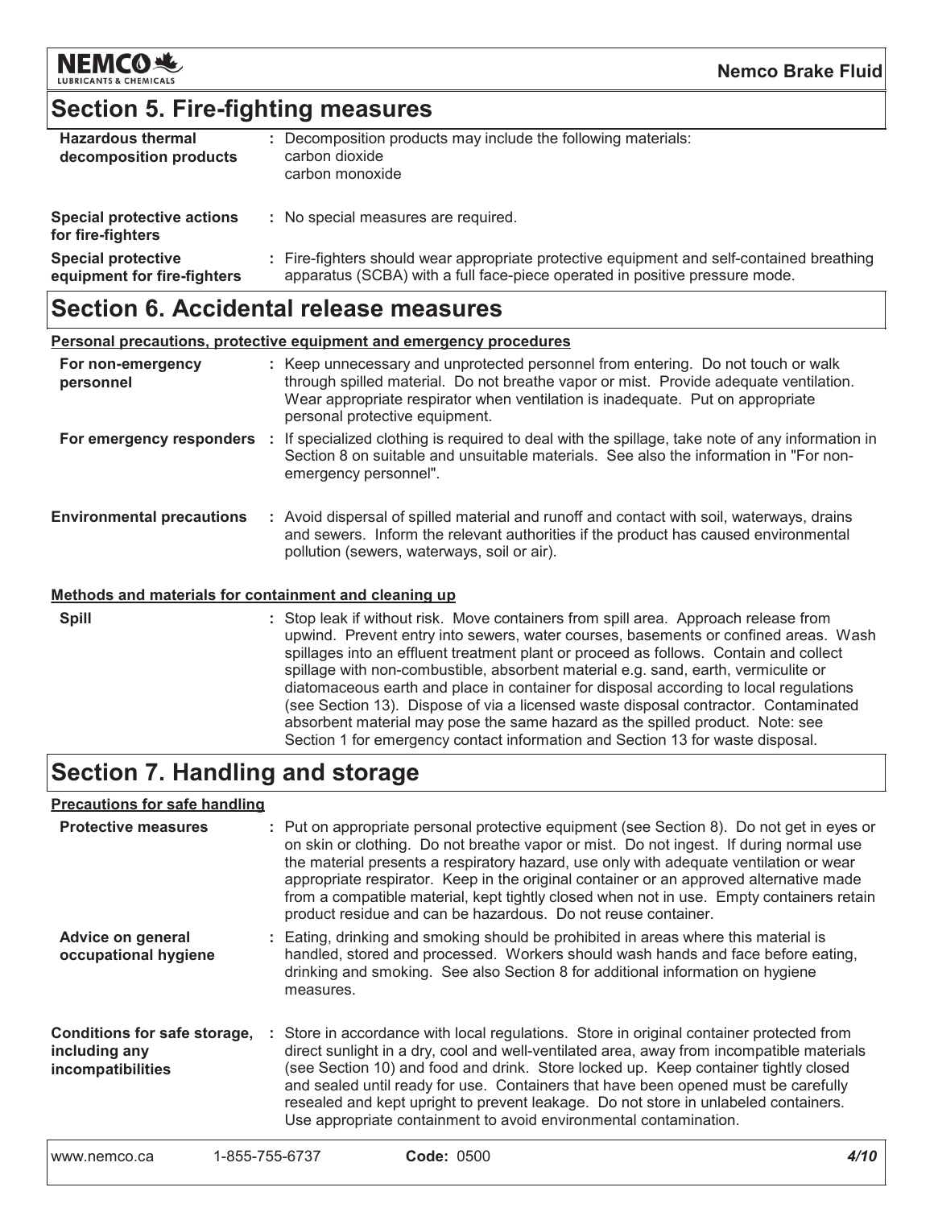## Section 5. Fire-fighting measures

| | |
|---|---|
| **Hazardous thermal decomposition products** | : Decomposition products may include the following materials:<br>carbon dioxide<br>carbon monoxide |
| **Special protective actions for fire-fighters** | : No special measures are required. |
| **Special protective equipment for fire-fighters** | : Fire-fighters should wear appropriate protective equipment and self-contained breathing apparatus (SCBA) with a full face-piece operated in positive pressure mode. |

## Section 6. Accidental release measures

**Personal precautions, protective equipment and emergency procedures**

| | |
|---|---|
| **For non-emergency personnel** | : Keep unnecessary and unprotected personnel from entering. Do not touch or walk through spilled material. Do not breathe vapor or mist. Provide adequate ventilation. Wear appropriate respirator when ventilation is inadequate. Put on appropriate personal protective equipment. |
| **For emergency responders** | : If specialized clothing is required to deal with the spillage, take note of any information in Section 8 on suitable and unsuitable materials. See also the information in "For non-emergency personnel". |
| **Environmental precautions** | : Avoid dispersal of spilled material and runoff and contact with soil, waterways, drains and sewers. Inform the relevant authorities if the product has caused environmental pollution (sewers, waterways, soil or air). |

**Methods and materials for containment and cleaning up**

| | |
|---|---|
| **Spill** | : Stop leak if without risk. Move containers from spill area. Approach release from upwind. Prevent entry into sewers, water courses, basements or confined areas. Wash spillages into an effluent treatment plant or proceed as follows. Contain and collect spillage with non-combustible, absorbent material e.g. sand, earth, vermiculite or diatomaceous earth and place in container for disposal according to local regulations (see Section 13). Dispose of via a licensed waste disposal contractor. Contaminated absorbent material may pose the same hazard as the spilled product. Note: see Section 1 for emergency contact information and Section 13 for waste disposal. |

## Section 7. Handling and storage

**Precautions for safe handling**

| | |
|---|---|
| **Protective measures** | : Put on appropriate personal protective equipment (see Section 8). Do not get in eyes or on skin or clothing. Do not breathe vapor or mist. Do not ingest. If during normal use the material presents a respiratory hazard, use only with adequate ventilation or wear appropriate respirator. Keep in the original container or an approved alternative made from a compatible material, kept tightly closed when not in use. Empty containers retain product residue and can be hazardous. Do not reuse container. |
| **Advice on general occupational hygiene** | : Eating, drinking and smoking should be prohibited in areas where this material is handled, stored and processed. Workers should wash hands and face before eating, drinking and smoking. See also Section 8 for additional information on hygiene measures. |
| **Conditions for safe storage, including any incompatibilities** | : Store in accordance with local regulations. Store in original container protected from direct sunlight in a dry, cool and well-ventilated area, away from incompatible materials (see Section 10) and food and drink. Store locked up. Keep container tightly closed and sealed until ready for use. Containers that have been opened must be carefully resealed and kept upright to prevent leakage. Do not store in unlabeled containers. Use appropriate containment to avoid environmental contamination. |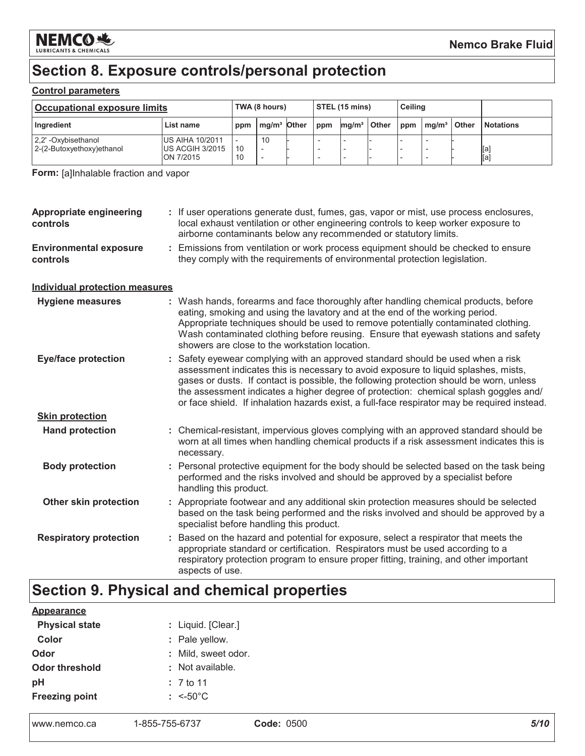# Section 8. Exposure controls/personal protection

**Control parameters**

| Occupational exposure limits | | TWA (8 hours) | | | STEL (15 mins) | | | Ceiling | | | |
|---|---|---|---|---|---|---|---|---|---|---|---|
| Ingredient | List name | ppm | mg/m³ | Other | ppm | mg/m³ | Other | ppm | mg/m³ | Other | Notations |
| 2,2' -Oxybisethanol | US AIHA 10/2011 | - | 10 | - | - | - | - | - | - | - | |
| 2-(2-Butoxyethoxy)ethanol | US ACGIH 3/2015 | 10 | - | - | - | - | - | - | - | - | [a] |
| | ON 7/2015 | 10 | - | - | - | - | - | - | - | - | [a] |

**Form:** [a]Inhalable fraction and vapor

**Appropriate engineering controls** : If user operations generate dust, fumes, gas, vapor or mist, use process enclosures, local exhaust ventilation or other engineering controls to keep worker exposure to airborne contaminants below any recommended or statutory limits.

**Environmental exposure controls** : Emissions from ventilation or work process equipment should be checked to ensure they comply with the requirements of environmental protection legislation.

**Individual protection measures**

**Hygiene measures** : Wash hands, forearms and face thoroughly after handling chemical products, before eating, smoking and using the lavatory and at the end of the working period. Appropriate techniques should be used to remove potentially contaminated clothing. Wash contaminated clothing before reusing. Ensure that eyewash stations and safety showers are close to the workstation location.

**Eye/face protection** : Safety eyewear complying with an approved standard should be used when a risk assessment indicates this is necessary to avoid exposure to liquid splashes, mists, gases or dusts. If contact is possible, the following protection should be worn, unless the assessment indicates a higher degree of protection: chemical splash goggles and/ or face shield. If inhalation hazards exist, a full-face respirator may be required instead.

**Skin protection**

**Hand protection** : Chemical-resistant, impervious gloves complying with an approved standard should be worn at all times when handling chemical products if a risk assessment indicates this is necessary.

**Body protection** : Personal protective equipment for the body should be selected based on the task being performed and the risks involved and should be approved by a specialist before handling this product.

**Other skin protection** : Appropriate footwear and any additional skin protection measures should be selected based on the task being performed and the risks involved and should be approved by a specialist before handling this product.

**Respiratory protection** : Based on the hazard and potential for exposure, select a respirator that meets the appropriate standard or certification. Respirators must be used according to a respiratory protection program to ensure proper fitting, training, and other important aspects of use.

# Section 9. Physical and chemical properties

**Appearance**

**Physical state** : Liquid. [Clear.]

**Color** : Pale yellow.

**Odor** : Mild, sweet odor.

**Odor threshold** : Not available.

**pH** : 7 to 11

**Freezing point** : <-50°C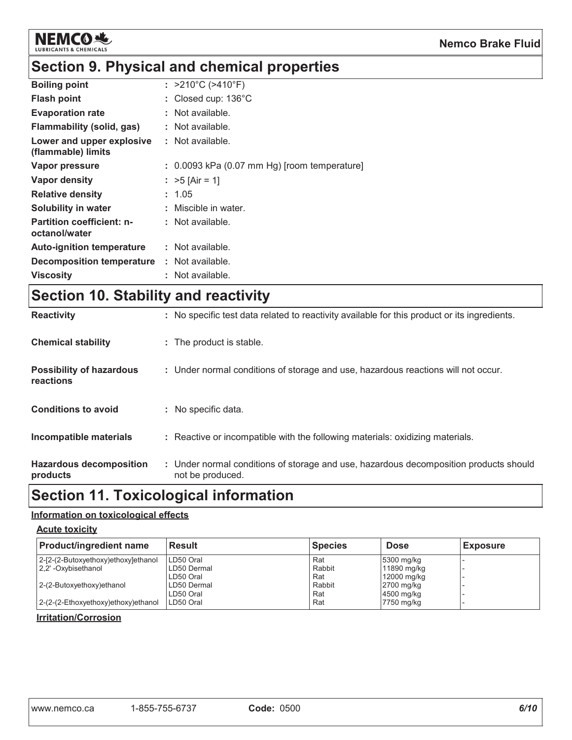## Section 9. Physical and chemical properties

| | |
|---|---|
| **Boiling point** | : >210°C (>410°F) |
| **Flash point** | : Closed cup: 136°C |
| **Evaporation rate** | : Not available. |
| **Flammability (solid, gas)** | : Not available. |
| **Lower and upper explosive (flammable) limits** | : Not available. |
| **Vapor pressure** | : 0.0093 kPa (0.07 mm Hg) [room temperature] |
| **Vapor density** | : >5 [Air = 1] |
| **Relative density** | : 1.05 |
| **Solubility in water** | : Miscible in water. |
| **Partition coefficient: n-octanol/water** | : Not available. |
| **Auto-ignition temperature** | : Not available. |
| **Decomposition temperature** | : Not available. |
| **Viscosity** | : Not available. |

## Section 10. Stability and reactivity

| | |
|---|---|
| **Reactivity** | : No specific test data related to reactivity available for this product or its ingredients. |
| **Chemical stability** | : The product is stable. |
| **Possibility of hazardous reactions** | : Under normal conditions of storage and use, hazardous reactions will not occur. |
| **Conditions to avoid** | : No specific data. |
| **Incompatible materials** | : Reactive or incompatible with the following materials: oxidizing materials. |
| **Hazardous decomposition products** | : Under normal conditions of storage and use, hazardous decomposition products should not be produced. |

## Section 11. Toxicological information

**Information on toxicological effects**

**Acute toxicity**

| Product/ingredient name | Result | Species | Dose | Exposure |
|---|---|---|---|---|
| 2-[2-(2-Butoxyethoxy)ethoxy]ethanol | LD50 Oral | Rat | 5300 mg/kg | - |
| 2,2' -Oxybisethanol | LD50 Dermal | Rabbit | 11890 mg/kg | - |
| | LD50 Oral | Rat | 12000 mg/kg | - |
| 2-(2-Butoxyethoxy)ethanol | LD50 Dermal | Rabbit | 2700 mg/kg | - |
| | LD50 Oral | Rat | 4500 mg/kg | - |
| 2-(2-(2-Ethoxyethoxy)ethoxy)ethanol | LD50 Oral | Rat | 7750 mg/kg | - |

**Irritation/Corrosion**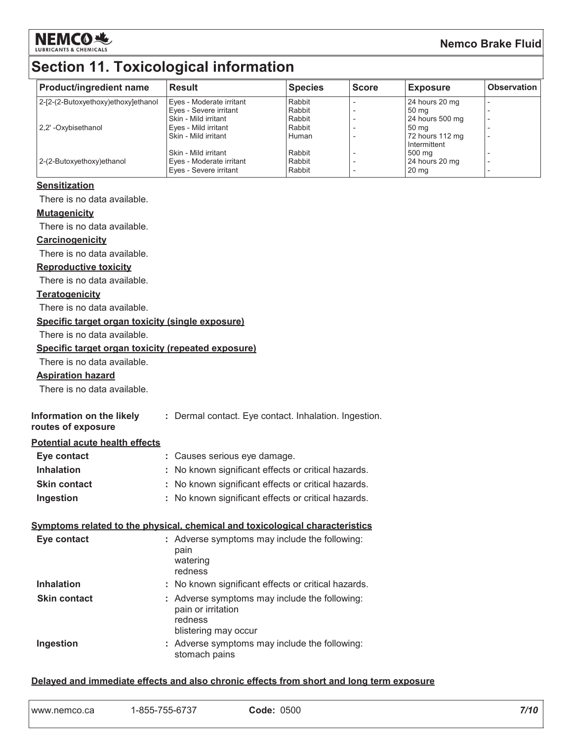# Section 11. Toxicological information

| Product/ingredient name | Result | Species | Score | Exposure | Observation |
|---|---|---|---|---|---|
| 2-[2-(2-Butoxyethoxy)ethoxy]ethanol | Eyes - Moderate irritant | Rabbit | - | 24 hours 20 mg | - |
| | Eyes - Severe irritant | Rabbit | - | 50 mg | - |
| | Skin - Mild irritant | Rabbit | - | 24 hours 500 mg | - |
| 2,2' -Oxybisethanol | Eyes - Mild irritant | Rabbit | - | 50 mg | - |
| | Skin - Mild irritant | Human | - | 72 hours 112 mg Intermittent | - |
| | Skin - Mild irritant | Rabbit | - | 500 mg | - |
| 2-(2-Butoxyethoxy)ethanol | Eyes - Moderate irritant | Rabbit | - | 24 hours 20 mg | - |
| | Eyes - Severe irritant | Rabbit | - | 20 mg | - |

**Sensitization**

There is no data available.

**Mutagenicity**

There is no data available.

**Carcinogenicity**

There is no data available.

**Reproductive toxicity**

There is no data available.

**Teratogenicity**

There is no data available.

**Specific target organ toxicity (single exposure)**

There is no data available.

**Specific target organ toxicity (repeated exposure)**

There is no data available.

**Aspiration hazard**

There is no data available.

**Information on the likely routes of exposure** : Dermal contact. Eye contact. Inhalation. Ingestion.

**Potential acute health effects**

**Eye contact** : Causes serious eye damage.

**Inhalation** : No known significant effects or critical hazards.

**Skin contact** : No known significant effects or critical hazards.

**Ingestion** : No known significant effects or critical hazards.

**Symptoms related to the physical, chemical and toxicological characteristics**

**Eye contact** : Adverse symptoms may include the following:
pain
watering
redness

**Inhalation** : No known significant effects or critical hazards.

**Skin contact** : Adverse symptoms may include the following:
pain or irritation
redness
blistering may occur

**Ingestion** : Adverse symptoms may include the following:
stomach pains

**Delayed and immediate effects and also chronic effects from short and long term exposure**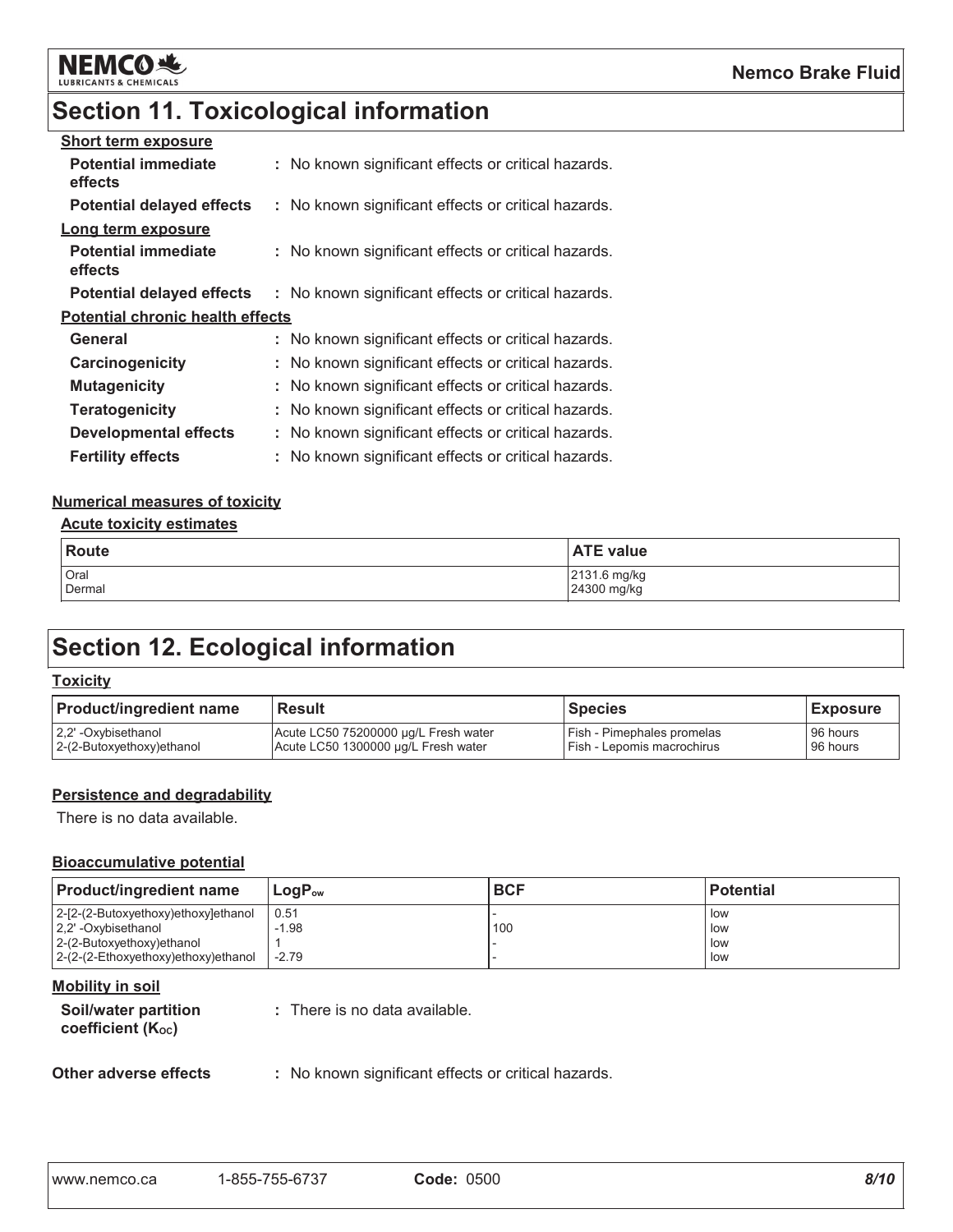# Section 11. Toxicological information

**Short term exposure**

**Potential immediate effects** : No known significant effects or critical hazards.

**Potential delayed effects** : No known significant effects or critical hazards.

**Long term exposure**

**Potential immediate effects** : No known significant effects or critical hazards.

**Potential delayed effects** : No known significant effects or critical hazards.

**Potential chronic health effects**

**General** : No known significant effects or critical hazards.

**Carcinogenicity** : No known significant effects or critical hazards.

**Mutagenicity** : No known significant effects or critical hazards.

**Teratogenicity** : No known significant effects or critical hazards.

**Developmental effects** : No known significant effects or critical hazards.

**Fertility effects** : No known significant effects or critical hazards.

**Numerical measures of toxicity**

**Acute toxicity estimates**

| Route | ATE value |
|---|---|
| Oral | 2131.6 mg/kg |
| Dermal | 24300 mg/kg |

# Section 12. Ecological information

**Toxicity**

| Product/ingredient name | Result | Species | Exposure |
|---|---|---|---|
| 2,2' -Oxybisethanol | Acute LC50 75200000 µg/L Fresh water | Fish - Pimephales promelas | 96 hours |
| 2-(2-Butoxyethoxy)ethanol | Acute LC50 1300000 µg/L Fresh water | Fish - Lepomis macrochirus | 96 hours |

**Persistence and degradability**

There is no data available.

**Bioaccumulative potential**

| Product/ingredient name | $LogP_{ow}$ | BCF | Potential |
|---|---|---|---|
| 2-[2-(2-Butoxyethoxy)ethoxy]ethanol | 0.51 | - | low |
| 2,2' -Oxybisethanol | -1.98 | 100 | low |
| 2-(2-Butoxyethoxy)ethanol | 1 | - | low |
| 2-(2-(2-Ethoxyethoxy)ethoxy)ethanol | -2.79 | - | low |

**Mobility in soil**

**Soil/water partition coefficient ($K_{OC}$)** : There is no data available.

**Other adverse effects** : No known significant effects or critical hazards.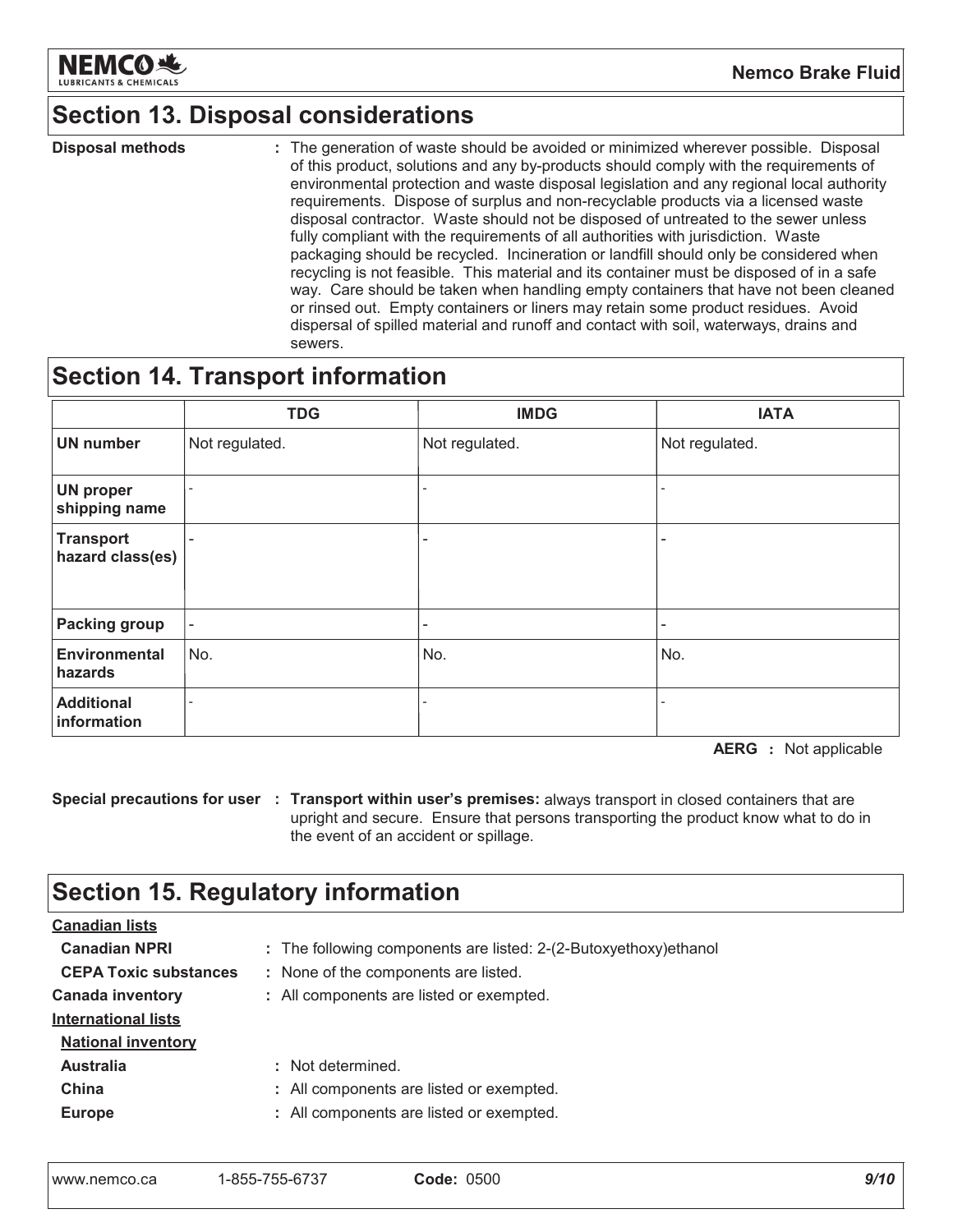## Section 13. Disposal considerations

**Disposal methods** : The generation of waste should be avoided or minimized wherever possible. Disposal of this product, solutions and any by-products should comply with the requirements of environmental protection and waste disposal legislation and any regional local authority requirements. Dispose of surplus and non-recyclable products via a licensed waste disposal contractor. Waste should not be disposed of untreated to the sewer unless fully compliant with the requirements of all authorities with jurisdiction. Waste packaging should be recycled. Incineration or landfill should only be considered when recycling is not feasible. This material and its container must be disposed of in a safe way. Care should be taken when handling empty containers that have not been cleaned or rinsed out. Empty containers or liners may retain some product residues. Avoid dispersal of spilled material and runoff and contact with soil, waterways, drains and sewers.

## Section 14. Transport information

| | TDG | IMDG | IATA |
|---|---|---|---|
| **UN number** | Not regulated. | Not regulated. | Not regulated. |
| **UN proper shipping name** | - | - | - |
| **Transport hazard class(es)** | - | - | - |
| **Packing group** | - | - | - |
| **Environmental hazards** | No. | No. | No. |
| **Additional information** | - | - | - |

**AERG** : Not applicable

**Special precautions for user** : **Transport within user's premises:** always transport in closed containers that are upright and secure. Ensure that persons transporting the product know what to do in the event of an accident or spillage.

## Section 15. Regulatory information

**Canadian lists**

**Canadian NPRI** : The following components are listed: 2-(2-Butoxyethoxy)ethanol

**CEPA Toxic substances** : None of the components are listed.

**Canada inventory** : All components are listed or exempted.

**International lists**

**National inventory**

**Australia** : Not determined.

**China** : All components are listed or exempted.

**Europe** : All components are listed or exempted.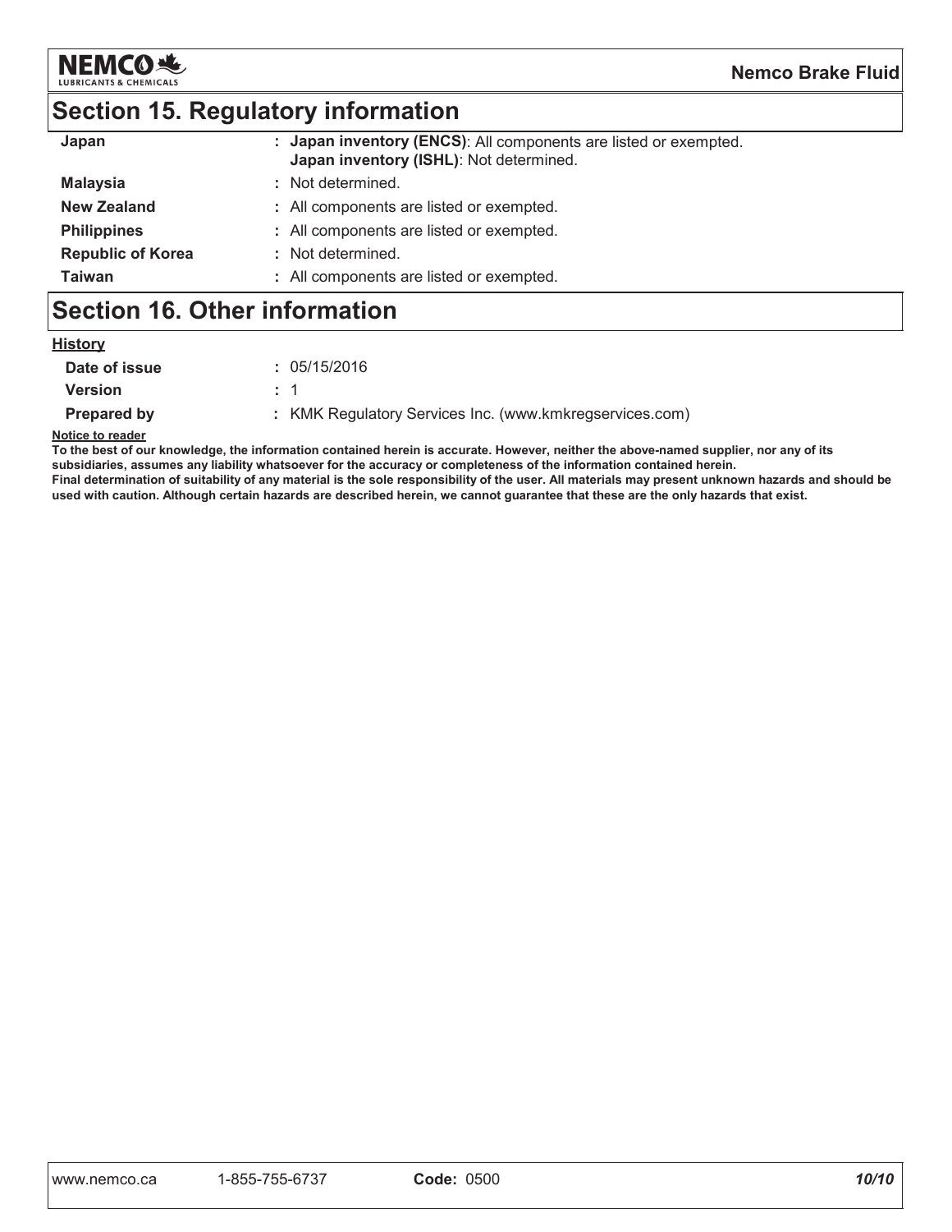## Section 15. Regulatory information

| | |
|---|---|
| **Japan** | : **Japan inventory (ENCS)**: All components are listed or exempted.<br>**Japan inventory (ISHL)**: Not determined. |
| **Malaysia** | : Not determined. |
| **New Zealand** | : All components are listed or exempted. |
| **Philippines** | : All components are listed or exempted. |
| **Republic of Korea** | : Not determined. |
| **Taiwan** | : All components are listed or exempted. |

## Section 16. Other information

**History**

| | |
|---|---|
| **Date of issue** | : 05/15/2016 |
| **Version** | : 1 |
| **Prepared by** | : KMK Regulatory Services Inc. (www.kmkregservices.com) |

**Notice to reader**

**To the best of our knowledge, the information contained herein is accurate. However, neither the above-named supplier, nor any of its subsidiaries, assumes any liability whatsoever for the accuracy or completeness of the information contained herein.**
**Final determination of suitability of any material is the sole responsibility of the user. All materials may present unknown hazards and should be used with caution. Although certain hazards are described herein, we cannot guarantee that these are the only hazards that exist.**